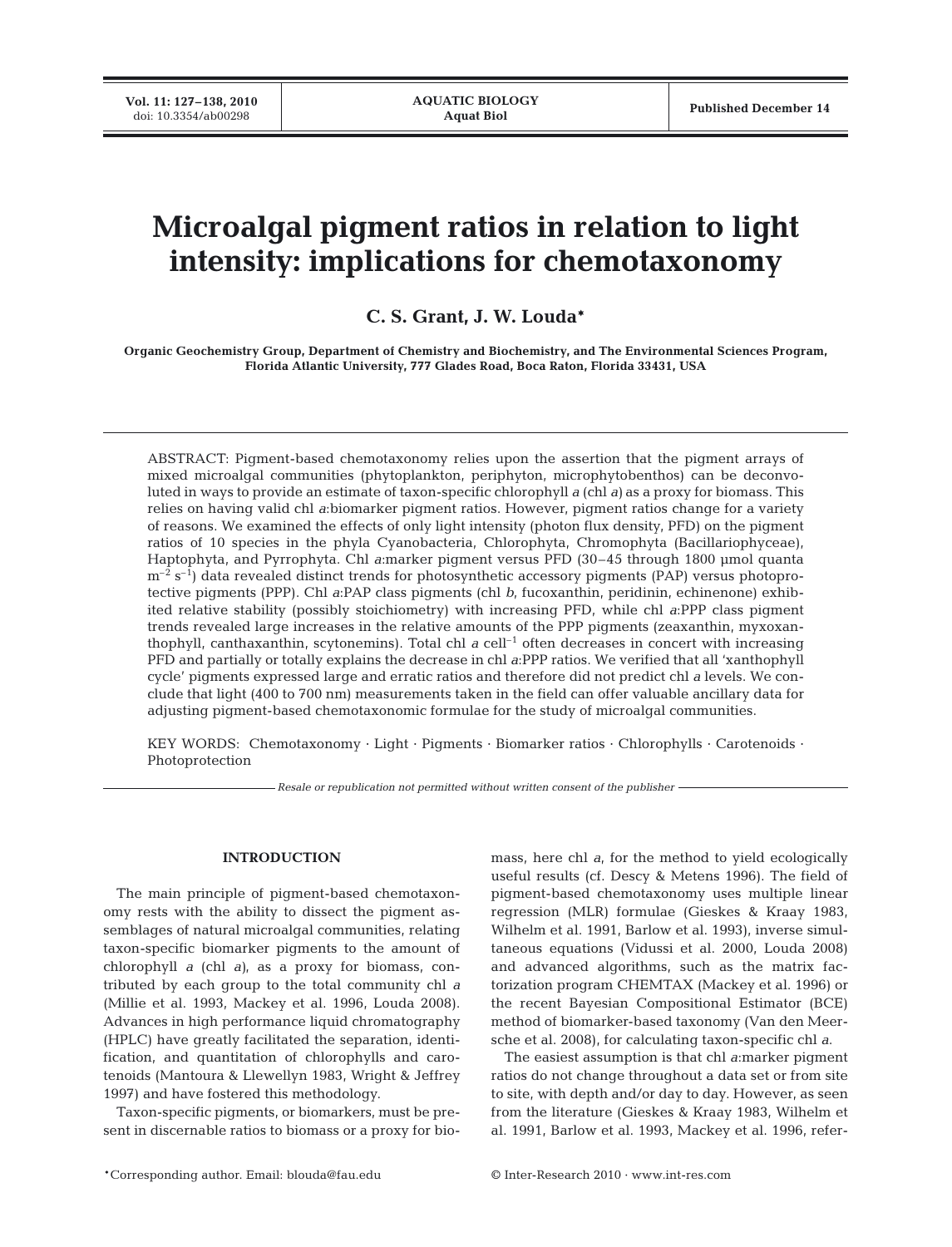# Microalgal pigment ratios in relation to light intensity: implications for chemotaxonomy

**C. S. Grant, J. W. Louda***

**Organic Geochemistry Group, Department of Chemistry and Biochemistry, and The Environmental Sciences Program, Florida Atlantic University, 777 Glades Road, Boca Raton, Florida 33431, USA**

ABSTRACT: Pigment-based chemotaxonomy relies upon the assertion that the pigment arrays of mixed microalgal communities (phytoplankton, periphyton, microphytobenthos) can be deconvoluted in ways to provide an estimate of taxon-specific chlorophyll *a* (chl *a*) as a proxy for biomass. This relies on having valid chl *a*:biomarker pigment ratios. However, pigment ratios change for a variety of reasons. We examined the effects of only light intensity (photon flux density, PFD) on the pigment ratios of 10 species in the phyla Cyanobacteria, Chlorophyta, Chromophyta (Bacillariophyceae), Haptophyta, and Pyrrophyta. Chl *a*:marker pigment versus PFD (30–45 through 1800 µmol quanta $m^{-2}$ $s^{-1}$) data revealed distinct trends for photosynthetic accessory pigments (PAP) versus photoprotective pigments (PPP). Chl *a*:PAP class pigments (chl *b*, fucoxanthin, peridinin, echinenone) exhibited relative stability (possibly stoichiometry) with increasing PFD, while chl *a*:PPP class pigment trends revealed large increases in the relative amounts of the PPP pigments (zeaxanthin, myxoxanthophyll, canthaxanthin, scytonemins). Total chl *a* $cell^{-1}$ often decreases in concert with increasing PFD and partially or totally explains the decrease in chl *a*:PPP ratios. We verified that all 'xanthophyll cycle' pigments expressed large and erratic ratios and therefore did not predict chl *a* levels. We conclude that light (400 to 700 nm) measurements taken in the field can offer valuable ancillary data for adjusting pigment-based chemotaxonomic formulae for the study of microalgal communities.

KEY WORDS: Chemotaxonomy · Light · Pigments · Biomarker ratios · Chlorophylls · Carotenoids · Photoprotection

*Resale or republication not permitted without written consent of the publisher*

## INTRODUCTION

The main principle of pigment-based chemotaxonomy rests with the ability to dissect the pigment assemblages of natural microalgal communities, relating taxon-specific biomarker pigments to the amount of chlorophyll *a* (chl *a*), as a proxy for biomass, contributed by each group to the total community chl *a* (Millie et al. 1993, Mackey et al. 1996, Louda 2008). Advances in high performance liquid chromatography (HPLC) have greatly facilitated the separation, identification, and quantitation of chlorophylls and carotenoids (Mantoura & Llewellyn 1983, Wright & Jeffrey 1997) and have fostered this methodology.

Taxon-specific pigments, or biomarkers, must be present in discernable ratios to biomass or a proxy for biomass, here chl *a*, for the method to yield ecologically useful results (cf. Descy & Metens 1996). The field of pigment-based chemotaxonomy uses multiple linear regression (MLR) formulae (Gieskes & Kraay 1983, Wilhelm et al. 1991, Barlow et al. 1993), inverse simultaneous equations (Vidussi et al. 2000, Louda 2008) and advanced algorithms, such as the matrix factorization program CHEMTAX (Mackey et al. 1996) or the recent Bayesian Compositional Estimator (BCE) method of biomarker-based taxonomy (Van den Meersche et al. 2008), for calculating taxon-specific chl *a*.

The easiest assumption is that chl *a*:marker pigment ratios do not change throughout a data set or from site to site, with depth and/or day to day. However, as seen from the literature (Gieskes & Kraay 1983, Wilhelm et al. 1991, Barlow et al. 1993, Mackey et al. 1996, refer-

*Corresponding author. Email: blouda@fau.edu

© Inter-Research 2010 · www.int-res.com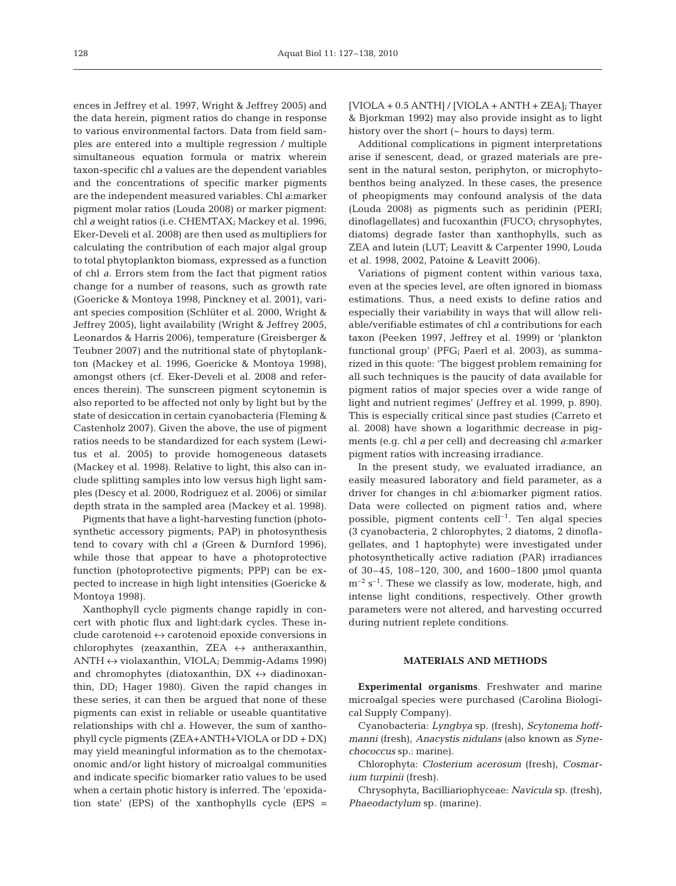ences in Jeffrey et al. 1997, Wright & Jeffrey 2005) and the data herein, pigment ratios do change in response to various environmental factors. Data from field samples are entered into a multiple regression / multiple simultaneous equation formula or matrix wherein taxon-specific chl *a* values are the dependent variables and the concentrations of specific marker pigments are the independent measured variables. Chl *a*:marker pigment molar ratios (Louda 2008) or marker pigment: chl *a* weight ratios (i.e. CHEMTAX; Mackey et al. 1996, Eker-Develi et al. 2008) are then used as multipliers for calculating the contribution of each major algal group to total phytoplankton biomass, expressed as a function of chl *a*. Errors stem from the fact that pigment ratios change for a number of reasons, such as growth rate (Goericke & Montoya 1998, Pinckney et al. 2001), variant species composition (Schlüter et al. 2000, Wright & Jeffrey 2005), light availability (Wright & Jeffrey 2005, Leonardos & Harris 2006), temperature (Greisberger & Teubner 2007) and the nutritional state of phytoplankton (Mackey et al. 1996, Goericke & Montoya 1998), amongst others (cf. Eker-Develi et al. 2008 and references therein). The sunscreen pigment scytonemin is also reported to be affected not only by light but by the state of desiccation in certain cyanobacteria (Fleming & Castenholz 2007). Given the above, the use of pigment ratios needs to be standardized for each system (Lewitus et al. 2005) to provide homogeneous datasets (Mackey et al. 1998). Relative to light, this also can include splitting samples into low versus high light samples (Descy et al. 2000, Rodriguez et al. 2006) or similar depth strata in the sampled area (Mackey et al. 1998).

Pigments that have a light-harvesting function (photosynthetic accessory pigments; PAP) in photosynthesis tend to covary with chl *a* (Green & Durnford 1996), while those that appear to have a photoprotective function (photoprotective pigments; PPP) can be expected to increase in high light intensities (Goericke & Montoya 1998).

Xanthophyll cycle pigments change rapidly in concert with photic flux and light:dark cycles. These include carotenoid ↔ carotenoid epoxide conversions in chlorophytes (zeaxanthin, ZEA ↔ antheraxanthin, ANTH ↔ violaxanthin, VIOLA; Demmig-Adams 1990) and chromophytes (diatoxanthin, DX ↔ diadinoxanthin, DD; Hager 1980). Given the rapid changes in these series, it can then be argued that none of these pigments can exist in reliable or useable quantitative relationships with chl *a*. However, the sum of xanthophyll cycle pigments (ZEA+ANTH+VIOLA or DD + DX) may yield meaningful information as to the chemotaxonomic and/or light history of microalgal communities and indicate specific biomarker ratio values to be used when a certain photic history is inferred. The 'epoxidation state' (EPS) of the xanthophylls cycle (EPS = [VIOLA + 0.5 ANTH] / [VIOLA + ANTH + ZEA]; Thayer & Bjorkman 1992) may also provide insight as to light history over the short (~ hours to days) term.

Additional complications in pigment interpretations arise if senescent, dead, or grazed materials are present in the natural seston, periphyton, or microphytobenthos being analyzed. In these cases, the presence of pheopigments may confound analysis of the data (Louda 2008) as pigments such as peridinin (PERI; dinoflagellates) and fucoxanthin (FUCO; chrysophytes, diatoms) degrade faster than xanthophylls, such as ZEA and lutein (LUT; Leavitt & Carpenter 1990, Louda et al. 1998, 2002, Patoine & Leavitt 2006).

Variations of pigment content within various taxa, even at the species level, are often ignored in biomass estimations. Thus, a need exists to define ratios and especially their variability in ways that will allow reliable/verifiable estimates of chl *a* contributions for each taxon (Peeken 1997, Jeffrey et al. 1999) or 'plankton functional group' (PFG; Paerl et al. 2003), as summarized in this quote: 'The biggest problem remaining for all such techniques is the paucity of data available for pigment ratios of major species over a wide range of light and nutrient regimes' (Jeffrey et al. 1999, p. 890). This is especially critical since past studies (Carreto et al. 2008) have shown a logarithmic decrease in pigments (e.g. chl *a* per cell) and decreasing chl *a*:marker pigment ratios with increasing irradiance.

In the present study, we evaluated irradiance, an easily measured laboratory and field parameter, as a driver for changes in chl *a*:biomarker pigment ratios. Data were collected on pigment ratios and, where possible, pigment contents cell$^{-1}$. Ten algal species (3 cyanobacteria, 2 chlorophytes, 2 diatoms, 2 dinoflagellates, and 1 haptophyte) were investigated under photosynthetically active radiation (PAR) irradiances of 30–45, 108–120, 300, and 1600–1800 µmol quanta m$^{-2}$ s$^{-1}$. These we classify as low, moderate, high, and intense light conditions, respectively. Other growth parameters were not altered, and harvesting occurred during nutrient replete conditions.

## MATERIALS AND METHODS

**Experimental organisms**. Freshwater and marine microalgal species were purchased (Carolina Biological Supply Company).

Cyanobacteria: *Lyngbya* sp. (fresh), *Scytonema hoffmanni* (fresh), *Anacystis nidulans* (also known as *Synechococcus* sp.: marine).

Chlorophyta: *Closterium acerosum* (fresh), *Cosmarium turpinii* (fresh).

Chrysophyta, Bacilliariophyceae: *Navicula* sp. (fresh), *Phaeodactylum* sp. (marine).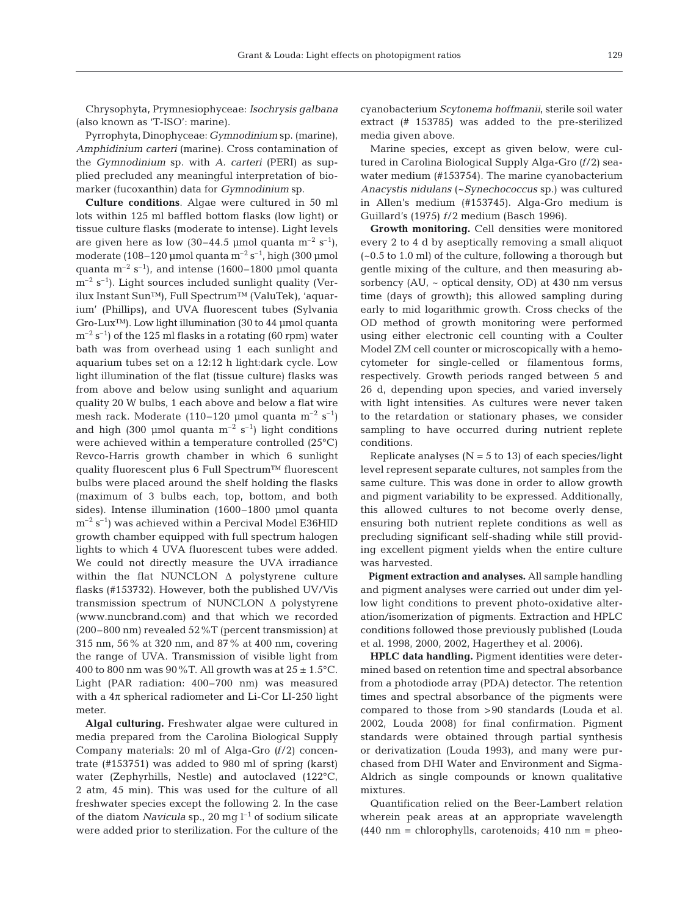Chrysophyta, Prymnesiophyceae: *Isochrysis galbana* (also known as 'T-ISO': marine).

Pyrrophyta, Dinophyceae: *Gymnodinium* sp. (marine), *Amphidinium carteri* (marine). Cross contamination of the *Gymnodinium* sp. with *A. carteri* (PERI) as supplied precluded any meaningful interpretation of biomarker (fucoxanthin) data for *Gymnodinium* sp.

**Culture conditions**. Algae were cultured in 50 ml lots within 125 ml baffled bottom flasks (low light) or tissue culture flasks (moderate to intense). Light levels are given here as low (30–44.5 µmol quanta $m^{-2}$ $s^{-1}$), moderate (108–120 µmol quanta $m^{-2}$ $s^{-1}$, high (300 µmol quanta $m^{-2}$ $s^{-1}$), and intense (1600–1800 µmol quanta $m^{-2}$ $s^{-1}$). Light sources included sunlight quality (Verilux Instant Sun™), Full Spectrum™ (ValuTek), 'aquarium' (Phillips), and UVA fluorescent tubes (Sylvania Gro-Lux™). Low light illumination (30 to 44 µmol quanta $m^{-2}$ $s^{-1}$) of the 125 ml flasks in a rotating (60 rpm) water bath was from overhead using 1 each sunlight and aquarium tubes set on a 12:12 h light:dark cycle. Low light illumination of the flat (tissue culture) flasks was from above and below using sunlight and aquarium quality 20 W bulbs, 1 each above and below a flat wire mesh rack. Moderate (110–120 µmol quanta $m^{-2}$ $s^{-1}$) and high (300 µmol quanta $m^{-2}$ $s^{-1}$) light conditions were achieved within a temperature controlled (25°C) Revco-Harris growth chamber in which 6 sunlight quality fluorescent plus 6 Full Spectrum™ fluorescent bulbs were placed around the shelf holding the flasks (maximum of 3 bulbs each, top, bottom, and both sides). Intense illumination (1600–1800 µmol quanta $m^{-2}$ $s^{-1}$) was achieved within a Percival Model E36HID growth chamber equipped with full spectrum halogen lights to which 4 UVA fluorescent tubes were added. We could not directly measure the UVA irradiance within the flat NUNCLON Δ polystyrene culture flasks (#153732). However, both the published UV/Vis transmission spectrum of NUNCLON Δ polystyrene (www.nuncbrand.com) and that which we recorded (200–800 nm) revealed 52%T (percent transmission) at 315 nm, 56% at 320 nm, and 87% at 400 nm, covering the range of UVA. Transmission of visible light from 400 to 800 nm was 90%T. All growth was at 25 ± 1.5°C. Light (PAR radiation: 400–700 nm) was measured with a 4π spherical radiometer and Li-Cor LI-250 light meter.

**Algal culturing.** Freshwater algae were cultured in media prepared from the Carolina Biological Supply Company materials: 20 ml of Alga-Gro (*f*/2) concentrate (#153751) was added to 980 ml of spring (karst) water (Zephyrhills, Nestle) and autoclaved (122°C, 2 atm, 45 min). This was used for the culture of all freshwater species except the following 2. In the case of the diatom *Navicula* sp., 20 mg $l^{-1}$ of sodium silicate were added prior to sterilization. For the culture of the cyanobacterium *Scytonema hoffmanii*, sterile soil water extract (# 153785) was added to the pre-sterilized media given above.

Marine species, except as given below, were cultured in Carolina Biological Supply Alga-Gro (*f*/2) seawater medium (#153754). The marine cyanobacterium *Anacystis nidulans* (~*Synechococcus* sp.) was cultured in Allen's medium (#153745). Alga-Gro medium is Guillard's (1975) *f*/2 medium (Basch 1996).

**Growth monitoring.** Cell densities were monitored every 2 to 4 d by aseptically removing a small aliquot (~0.5 to 1.0 ml) of the culture, following a thorough but gentle mixing of the culture, and then measuring absorbency (AU, ~ optical density, OD) at 430 nm versus time (days of growth); this allowed sampling during early to mid logarithmic growth. Cross checks of the OD method of growth monitoring were performed using either electronic cell counting with a Coulter Model ZM cell counter or microscopically with a hemocytometer for single-celled or filamentous forms, respectively. Growth periods ranged between 5 and 26 d, depending upon species, and varied inversely with light intensities. As cultures were never taken to the retardation or stationary phases, we consider sampling to have occurred during nutrient replete conditions.

Replicate analyses (N = 5 to 13) of each species/light level represent separate cultures, not samples from the same culture. This was done in order to allow growth and pigment variability to be expressed. Additionally, this allowed cultures to not become overly dense, ensuring both nutrient replete conditions as well as precluding significant self-shading while still providing excellent pigment yields when the entire culture was harvested.

**Pigment extraction and analyses.** All sample handling and pigment analyses were carried out under dim yellow light conditions to prevent photo-oxidative alteration/isomerization of pigments. Extraction and HPLC conditions followed those previously published (Louda et al. 1998, 2000, 2002, Hagerthey et al. 2006).

**HPLC data handling.** Pigment identities were determined based on retention time and spectral absorbance from a photodiode array (PDA) detector. The retention times and spectral absorbance of the pigments were compared to those from >90 standards (Louda et al. 2002, Louda 2008) for final confirmation. Pigment standards were obtained through partial synthesis or derivatization (Louda 1993), and many were purchased from DHI Water and Environment and Sigma-Aldrich as single compounds or known qualitative mixtures.

Quantification relied on the Beer-Lambert relation wherein peak areas at an appropriate wavelength (440 nm = chlorophylls, carotenoids; 410 nm = pheo-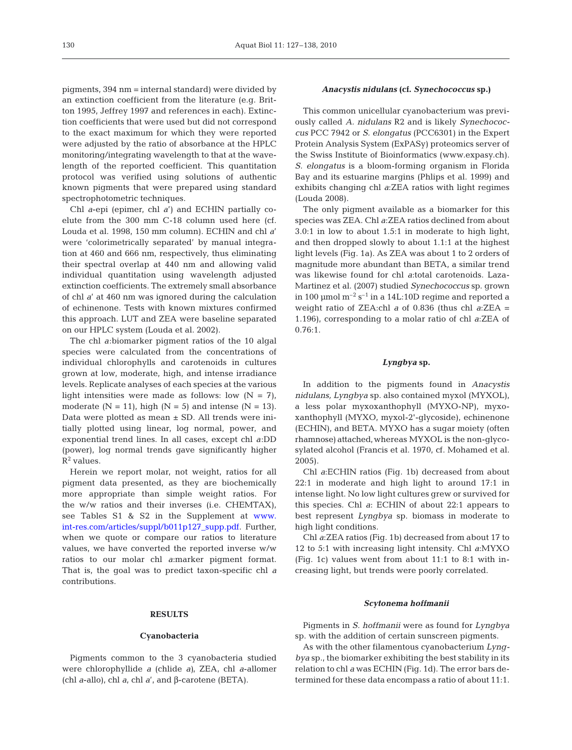pigments, 394 nm = internal standard) were divided by an extinction coefficient from the literature (e.g. Britton 1995, Jeffrey 1997 and references in each). Extinction coefficients that were used but did not correspond to the exact maximum for which they were reported were adjusted by the ratio of absorbance at the HPLC monitoring/integrating wavelength to that at the wavelength of the reported coefficient. This quantitation protocol was verified using solutions of authentic known pigments that were prepared using standard spectrophotometric techniques.

Chl *a*-epi (epimer, chl *a*′) and ECHIN partially coelute from the 300 mm C-18 column used here (cf. Louda et al. 1998, 150 mm column). ECHIN and chl *a*′ were 'colorimetrically separated' by manual integration at 460 and 666 nm, respectively, thus eliminating their spectral overlap at 440 nm and allowing valid individual quantitation using wavelength adjusted extinction coefficients. The extremely small absorbance of chl *a*′ at 460 nm was ignored during the calculation of echinenone. Tests with known mixtures confirmed this approach. LUT and ZEA were baseline separated on our HPLC system (Louda et al. 2002).

The chl *a*:biomarker pigment ratios of the 10 algal species were calculated from the concentrations of individual chlorophylls and carotenoids in cultures grown at low, moderate, high, and intense irradiance levels. Replicate analyses of each species at the various light intensities were made as follows: low (N = 7), moderate (N = 11), high (N = 5) and intense (N = 13). Data were plotted as mean ± SD. All trends were initially plotted using linear, log normal, power, and exponential trend lines. In all cases, except chl *a*:DD (power), log normal trends gave significantly higher $R^2$ values.

Herein we report molar, not weight, ratios for all pigment data presented, as they are biochemically more appropriate than simple weight ratios. For the w/w ratios and their inverses (i.e. CHEMTAX), see Tables S1 & S2 in the Supplement at www.int-res.com/articles/suppl/b011p127_supp.pdf. Further, when we quote or compare our ratios to literature values, we have converted the reported inverse w/w ratios to our molar chl *a*:marker pigment format. That is, the goal was to predict taxon-specific chl *a* contributions.

## RESULTS

### Cyanobacteria

Pigments common to the 3 cyanobacteria studied were chlorophyllide *a* (chlide *a*), ZEA, chl *a*-allomer (chl *a*-allo), chl *a*, chl *a*′, and β-carotene (BETA).

#### *Anacystis nidulans* (cf. *Synechococcus* sp.)

This common unicellular cyanobacterium was previously called *A. nidulans* R2 and is likely *Synechococcus* PCC 7942 or *S. elongatus* (PCC6301) in the Expert Protein Analysis System (ExPASy) proteomics server of the Swiss Institute of Bioinformatics (www.expasy.ch). *S. elongatus* is a bloom-forming organism in Florida Bay and its estuarine margins (Phlips et al. 1999) and exhibits changing chl *a*:ZEA ratios with light regimes (Louda 2008).

The only pigment available as a biomarker for this species was ZEA. Chl *a*:ZEA ratios declined from about 3.0:1 in low to about 1.5:1 in moderate to high light, and then dropped slowly to about 1.1:1 at the highest light levels (Fig. 1a). As ZEA was about 1 to 2 orders of magnitude more abundant than BETA, a similar trend was likewise found for chl *a*:total carotenoids. Laza-Martinez et al. (2007) studied *Synechococcus* sp. grown in 100 µmol $m^{-2}$ $s^{-1}$ in a 14L:10D regime and reported a weight ratio of ZEA:chl *a* of 0.836 (thus chl *a*:ZEA = 1.196), corresponding to a molar ratio of chl *a*:ZEA of 0.76:1.

#### *Lyngbya* sp.

In addition to the pigments found in *Anacystis nidulans, Lyngbya* sp. also contained myxol (MYXOL), a less polar myxoxanthophyll (MYXO-NP), myxoxanthophyll (MYXO, myxol-2′-glycoside), echinenone (ECHIN), and BETA. MYXO has a sugar moiety (often rhamnose) attached, whereas MYXOL is the non-glycosylated alcohol (Francis et al. 1970, cf. Mohamed et al. 2005).

Chl *a*:ECHIN ratios (Fig. 1b) decreased from about 22:1 in moderate and high light to around 17:1 in intense light. No low light cultures grew or survived for this species. Chl *a*: ECHIN of about 22:1 appears to best represent *Lyngbya* sp. biomass in moderate to high light conditions.

Chl *a*:ZEA ratios (Fig. 1b) decreased from about 17 to 12 to 5:1 with increasing light intensity. Chl *a*:MYXO (Fig. 1c) values went from about 11:1 to 8:1 with increasing light, but trends were poorly correlated.

#### *Scytonema hoffmanii*

Pigments in *S. hoffmanii* were as found for *Lyngbya* sp. with the addition of certain sunscreen pigments.

As with the other filamentous cyanobacterium *Lyngbya* sp., the biomarker exhibiting the best stability in its relation to chl *a* was ECHIN (Fig. 1d). The error bars determined for these data encompass a ratio of about 11:1.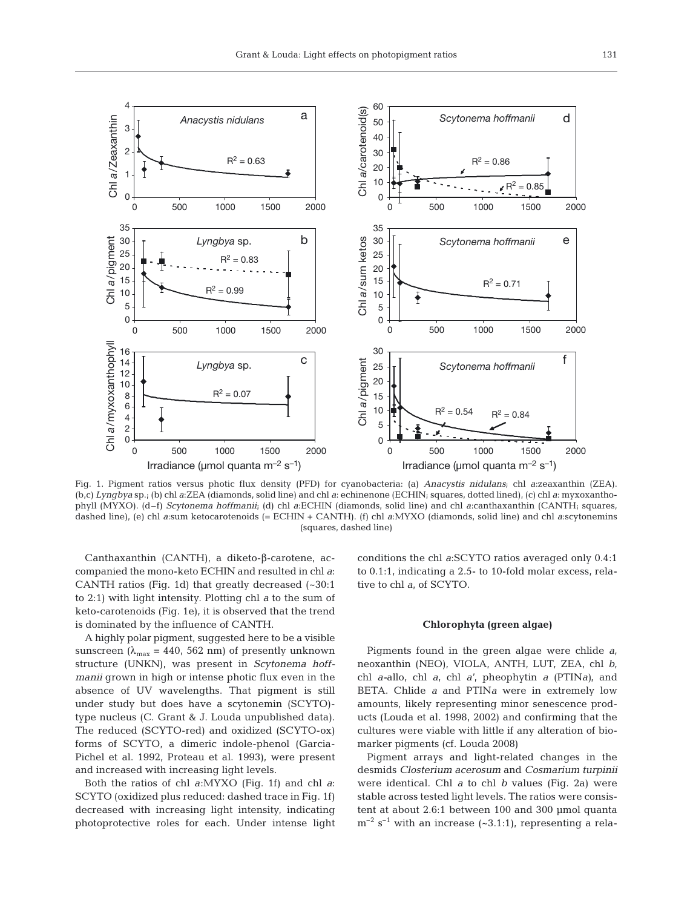Fig. 1. Pigment ratios versus photic flux density (PFD) for cyanobacteria: (a) *Anacystis nidulans*; chl *a*:zeaxanthin (ZEA). (b,c) *Lyngbya* sp.; (b) chl *a*:ZEA (diamonds, solid line) and chl *a*: echinenone (ECHIN; squares, dotted lined), (c) chl *a*: myxoxanthophyll (MYXO). (d–f) *Scytonema hoffmanii*; (d) chl *a*:ECHIN (diamonds, solid line) and chl *a*:canthaxanthin (CANTH; squares, dashed line), (e) chl *a*:sum ketocarotenoids (= ECHIN + CANTH). (f) chl *a*:MYXO (diamonds, solid line) and chl *a*:scytonemins (squares, dashed line)

Canthaxanthin (CANTH), a diketo-β-carotene, accompanied the mono-keto ECHIN and resulted in chl *a*: CANTH ratios (Fig. 1d) that greatly decreased (~30:1 to 2:1) with light intensity. Plotting chl *a* to the sum of keto-carotenoids (Fig. 1e), it is observed that the trend is dominated by the influence of CANTH.

A highly polar pigment, suggested here to be a visible sunscreen ($\lambda_{max}$ = 440, 562 nm) of presently unknown structure (UNKN), was present in *Scytonema hoffmanii* grown in high or intense photic flux even in the absence of UV wavelengths. That pigment is still under study but does have a scytonemin (SCYTO)-type nucleus (C. Grant & J. Louda unpublished data). The reduced (SCYTO-red) and oxidized (SCYTO-ox) forms of SCYTO, a dimeric indole-phenol (Garcia-Pichel et al. 1992, Proteau et al. 1993), were present and increased with increasing light levels.

Both the ratios of chl *a*:MYXO (Fig. 1f) and chl *a*: SCYTO (oxidized plus reduced: dashed trace in Fig. 1f) decreased with increasing light intensity, indicating photoprotective roles for each. Under intense light conditions the chl *a*:SCYTO ratios averaged only 0.4:1 to 0.1:1, indicating a 2.5- to 10-fold molar excess, relative to chl *a*, of SCYTO.

### Chlorophyta (green algae)

Pigments found in the green algae were chlide *a*, neoxanthin (NEO), VIOLA, ANTH, LUT, ZEA, chl *b*, chl *a*-allo, chl *a*, chl *a*′, pheophytin *a* (PTIN*a*), and BETA. Chlide *a* and PTIN*a* were in extremely low amounts, likely representing minor senescence products (Louda et al. 1998, 2002) and confirming that the cultures were viable with little if any alteration of biomarker pigments (cf. Louda 2008)

Pigment arrays and light-related changes in the desmids *Closterium acerosum* and *Cosmarium turpinii* were identical. Chl *a* to chl *b* values (Fig. 2a) were stable across tested light levels. The ratios were consistent at about 2.6:1 between 100 and 300 µmol quanta $m^{-2}$ $s^{-1}$ with an increase (~3.1:1), representing a rela-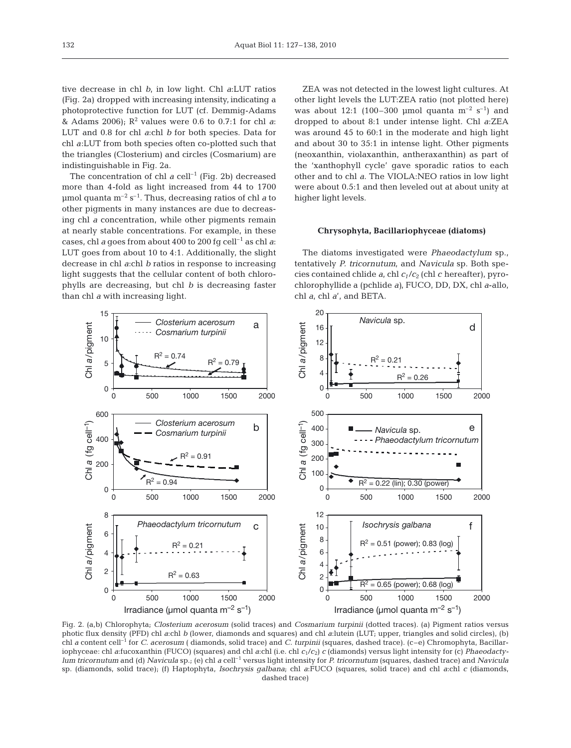tive decrease in chl *b*, in low light. Chl *a*:LUT ratios (Fig. 2a) dropped with increasing intensity, indicating a photoprotective function for LUT (cf. Demmig-Adams & Adams 2006); $R^2$ values were 0.6 to 0.7:1 for chl *a*:LUT and 0.8 for chl *a*:chl *b* for both species. Data for chl *a*:LUT from both species often co-plotted such that the triangles (Closterium) and circles (Cosmarium) are indistinguishable in Fig. 2a.

The concentration of chl *a* cell$^{-1}$ (Fig. 2b) decreased more than 4-fold as light increased from 44 to 1700 µmol quanta m$^{-2}$ s$^{-1}$. Thus, decreasing ratios of chl *a* to other pigments in many instances are due to decreasing chl *a* concentration, while other pigments remain at nearly stable concentrations. For example, in these cases, chl *a* goes from about 400 to 200 fg cell$^{-1}$ as chl *a*:LUT goes from about 10 to 4:1. Additionally, the slight decrease in chl *a*:chl *b* ratios in response to increasing light suggests that the cellular content of both chlorophylls are decreasing, but chl *b* is decreasing faster than chl *a* with increasing light.

ZEA was not detected in the lowest light cultures. At other light levels the LUT:ZEA ratio (not plotted here) was about 12:1 (100–300 µmol quanta m$^{-2}$ s$^{-1}$) and dropped to about 8:1 under intense light. Chl *a*:ZEA was around 45 to 60:1 in the moderate and high light and about 30 to 35:1 in intense light. Other pigments (neoxanthin, violaxanthin, antheraxanthin) as part of the 'xanthophyll cycle' gave sporadic ratios to each other and to chl *a*. The VIOLA:NEO ratios in low light were about 0.5:1 and then leveled out at about unity at higher light levels.

### Chrysophyta, Bacillariophyceae (diatoms)

The diatoms investigated were *Phaeodactylum* sp., tentatively *P. tricornutum*, and *Navicula* sp. Both species contained chlide *a*, chl $c_1/c_2$ (chl *c* hereafter), pyrochlorophyllide a (pchlide *a*), FUCO, DD, DX, chl *a*-allo, chl *a*, chl *a*′, and BETA.

Fig. 2. (a,b) Chlorophyta; *Closterium acerosum* (solid traces) and *Cosmarium turpinii* (dotted traces). (a) Pigment ratios versus photic flux density (PFD) chl *a*:chl *b* (lower, diamonds and squares) and chl *a*:lutein (LUT; upper, triangles and solid circles), (b) chl *a* content cell$^{-1}$ for *C. acerosum* ( diamonds, solid trace) and *C. turpinii* (squares, dashed trace). (c–e) Chromophyta, Bacillariophyceae: chl *a*:fucoxanthin (FUCO) (squares) and chl *a*:chl (i.e. chl $c_1/c_2$) *c* (diamonds) versus light intensity for (c) *Phaeodactylum tricornutum* and (d) *Navicula* sp.; (e) chl *a* cell$^{-1}$ versus light intensity for *P. tricornutum* (squares, dashed trace) and *Navicula* sp. (diamonds, solid trace); (f) Haptophyta, *Isochrysis galbana*; chl *a*:FUCO (squares, solid trace) and chl *a*:chl *c* (diamonds, dashed trace)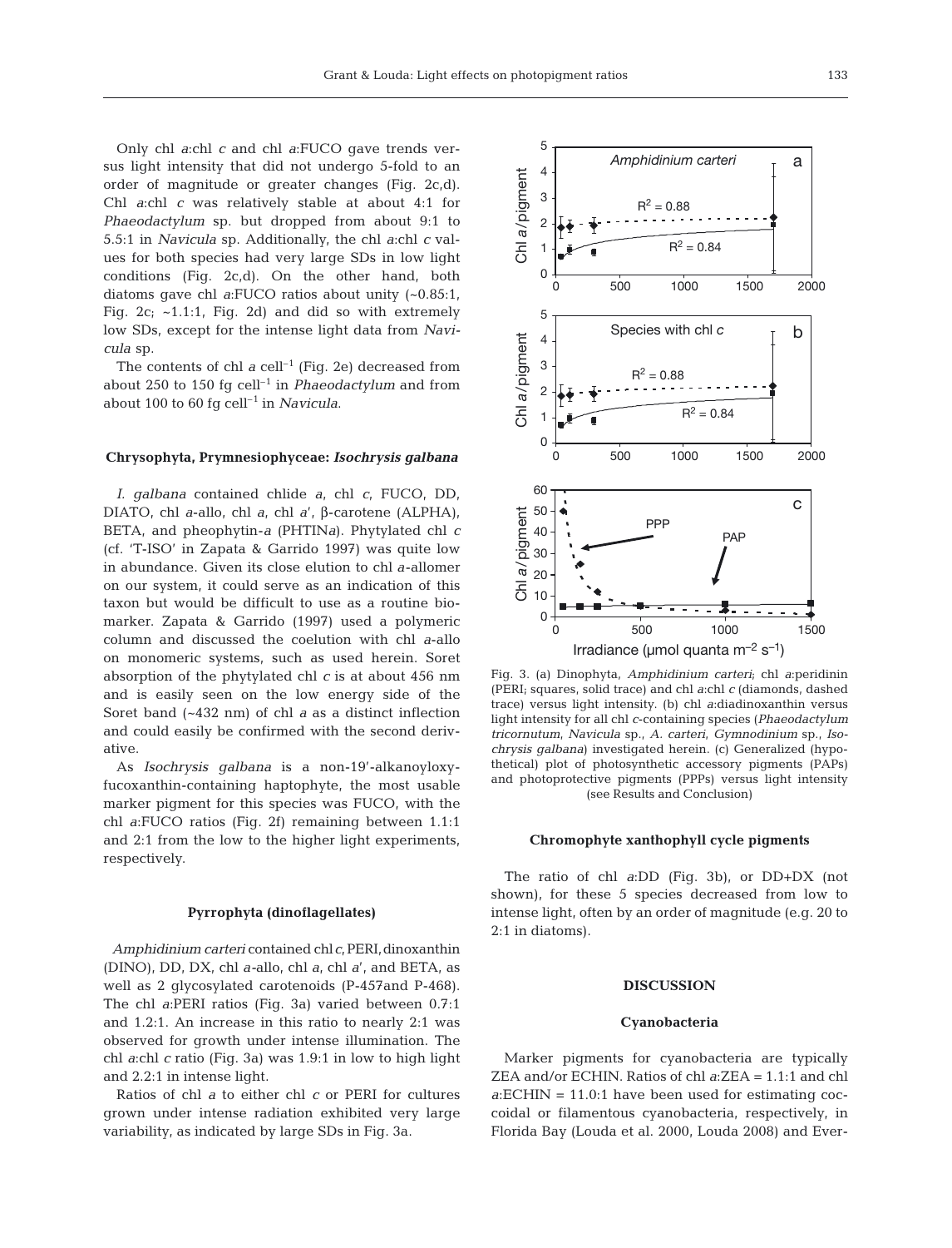Only chl *a*:chl *c* and chl *a*:FUCO gave trends versus light intensity that did not undergo 5-fold to an order of magnitude or greater changes (Fig. 2c,d). Chl *a*:chl *c* was relatively stable at about 4:1 for *Phaeodactylum* sp. but dropped from about 9:1 to 5.5:1 in *Navicula* sp. Additionally, the chl *a*:chl *c* values for both species had very large SDs in low light conditions (Fig. 2c,d). On the other hand, both diatoms gave chl *a*:FUCO ratios about unity (~0.85:1, Fig. 2c; ~1.1:1, Fig. 2d) and did so with extremely low SDs, except for the intense light data from *Navicula* sp.

The contents of chl *a* cell$^{-1}$ (Fig. 2e) decreased from about 250 to 150 fg cell$^{-1}$ in *Phaeodactylum* and from about 100 to 60 fg cell$^{-1}$ in *Navicula*.

### Chrysophyta, Prymnesiophyceae: *Isochrysis galbana*

*I. galbana* contained chlide *a*, chl *c*, FUCO, DD, DIATO, chl *a*-allo, chl *a*, chl *a*′, β-carotene (ALPHA), BETA, and pheophytin-*a* (PHTIN*a*). Phytylated chl *c* (cf. 'T-ISO' in Zapata & Garrido 1997) was quite low in abundance. Given its close elution to chl *a*-allomer on our system, it could serve as an indication of this taxon but would be difficult to use as a routine biomarker. Zapata & Garrido (1997) used a polymeric column and discussed the coelution with chl *a*-allo on monomeric systems, such as used herein. Soret absorption of the phytylated chl *c* is at about 456 nm and is easily seen on the low energy side of the Soret band (~432 nm) of chl *a* as a distinct inflection and could easily be confirmed with the second derivative.

As *Isochrysis galbana* is a non-19′-alkanoyloxyfucoxanthin-containing haptophyte, the most usable marker pigment for this species was FUCO, with the chl *a*:FUCO ratios (Fig. 2f) remaining between 1.1:1 and 2:1 from the low to the higher light experiments, respectively.

### Pyrrophyta (dinoflagellates)

*Amphidinium carteri* contained chl *c*, PERI, dinoxanthin (DINO), DD, DX, chl *a*-allo, chl *a*, chl *a*′, and BETA, as well as 2 glycosylated carotenoids (P-457and P-468). The chl *a*:PERI ratios (Fig. 3a) varied between 0.7:1 and 1.2:1. An increase in this ratio to nearly 2:1 was observed for growth under intense illumination. The chl *a*:chl *c* ratio (Fig. 3a) was 1.9:1 in low to high light and 2.2:1 in intense light.

Ratios of chl *a* to either chl *c* or PERI for cultures grown under intense radiation exhibited very large variability, as indicated by large SDs in Fig. 3a.

Fig. 3. (a) Dinophyta, *Amphidinium carteri*; chl *a*:peridinin (PERI; squares, solid trace) and chl *a*:chl *c* (diamonds, dashed trace) versus light intensity. (b) chl *a*:diadinoxanthin versus light intensity for all chl *c*-containing species (*Phaeodactylum tricornutum*, *Navicula* sp., *A. carteri*, *Gymnodinium* sp., *Isochrysis galbana*) investigated herein. (c) Generalized (hypothetical) plot of photosynthetic accessory pigments (PAPs) and photoprotective pigments (PPPs) versus light intensity (see Results and Conclusion)

### Chromophyte xanthophyll cycle pigments

The ratio of chl *a*:DD (Fig. 3b), or DD+DX (not shown), for these 5 species decreased from low to intense light, often by an order of magnitude (e.g. 20 to 2:1 in diatoms).

## DISCUSSION

### Cyanobacteria

Marker pigments for cyanobacteria are typically ZEA and/or ECHIN. Ratios of chl *a*:ZEA = 1.1:1 and chl *a*:ECHIN = 11.0:1 have been used for estimating coccoidal or filamentous cyanobacteria, respectively, in Florida Bay (Louda et al. 2000, Louda 2008) and Ever-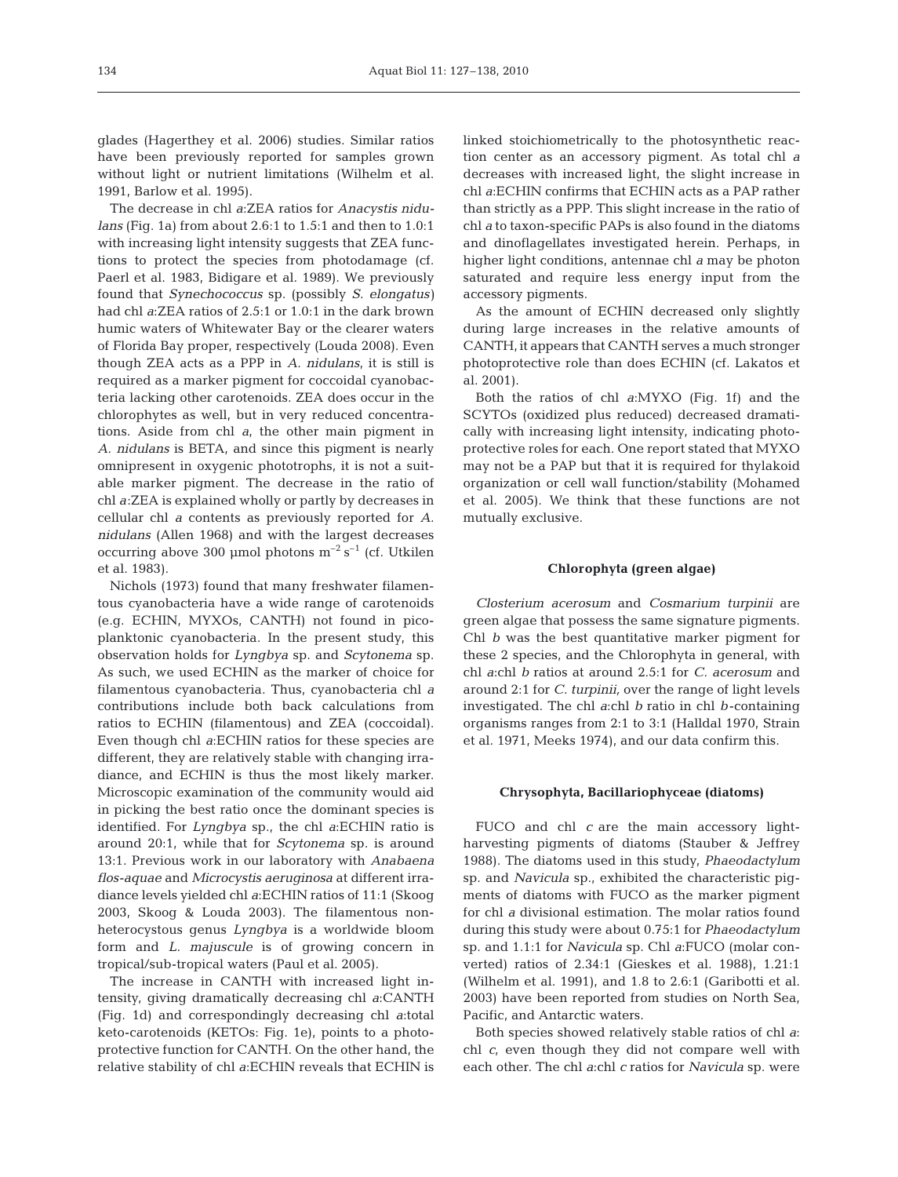glades (Hagerthey et al. 2006) studies. Similar ratios have been previously reported for samples grown without light or nutrient limitations (Wilhelm et al. 1991, Barlow et al. 1995).

The decrease in chl *a*:ZEA ratios for *Anacystis nidulans* (Fig. 1a) from about 2.6:1 to 1.5:1 and then to 1.0:1 with increasing light intensity suggests that ZEA functions to protect the species from photodamage (cf. Paerl et al. 1983, Bidigare et al. 1989). We previously found that *Synechococcus* sp. (possibly *S. elongatus*) had chl *a*:ZEA ratios of 2.5:1 or 1.0:1 in the dark brown humic waters of Whitewater Bay or the clearer waters of Florida Bay proper, respectively (Louda 2008). Even though ZEA acts as a PPP in *A. nidulans*, it is still is required as a marker pigment for coccoidal cyanobacteria lacking other carotenoids. ZEA does occur in the chlorophytes as well, but in very reduced concentrations. Aside from chl *a*, the other main pigment in *A. nidulans* is BETA, and since this pigment is nearly omnipresent in oxygenic phototrophs, it is not a suitable marker pigment. The decrease in the ratio of chl *a*:ZEA is explained wholly or partly by decreases in cellular chl *a* contents as previously reported for *A. nidulans* (Allen 1968) and with the largest decreases occurring above 300 µmol photons $m^{-2}$ $s^{-1}$ (cf. Utkilen et al. 1983).

Nichols (1973) found that many freshwater filamentous cyanobacteria have a wide range of carotenoids (e.g. ECHIN, MYXOs, CANTH) not found in picoplanktonic cyanobacteria. In the present study, this observation holds for *Lyngbya* sp. and *Scytonema* sp. As such, we used ECHIN as the marker of choice for filamentous cyanobacteria. Thus, cyanobacteria chl *a* contributions include both back calculations from ratios to ECHIN (filamentous) and ZEA (coccoidal). Even though chl *a*:ECHIN ratios for these species are different, they are relatively stable with changing irradiance, and ECHIN is thus the most likely marker. Microscopic examination of the community would aid in picking the best ratio once the dominant species is identified. For *Lyngbya* sp., the chl *a*:ECHIN ratio is around 20:1, while that for *Scytonema* sp. is around 13:1. Previous work in our laboratory with *Anabaena flos-aquae* and *Microcystis aeruginosa* at different irradiance levels yielded chl *a*:ECHIN ratios of 11:1 (Skoog 2003, Skoog & Louda 2003). The filamentous non-heterocystous genus *Lyngbya* is a worldwide bloom form and *L. majuscule* is of growing concern in tropical/sub-tropical waters (Paul et al. 2005).

The increase in CANTH with increased light intensity, giving dramatically decreasing chl *a*:CANTH (Fig. 1d) and correspondingly decreasing chl *a*:total keto-carotenoids (KETOs: Fig. 1e), points to a photoprotective function for CANTH. On the other hand, the relative stability of chl *a*:ECHIN reveals that ECHIN is linked stoichiometrically to the photosynthetic reaction center as an accessory pigment. As total chl *a* decreases with increased light, the slight increase in chl *a*:ECHIN confirms that ECHIN acts as a PAP rather than strictly as a PPP. This slight increase in the ratio of chl *a* to taxon-specific PAPs is also found in the diatoms and dinoflagellates investigated herein. Perhaps, in higher light conditions, antennae chl *a* may be photon saturated and require less energy input from the accessory pigments.

As the amount of ECHIN decreased only slightly during large increases in the relative amounts of CANTH, it appears that CANTH serves a much stronger photoprotective role than does ECHIN (cf. Lakatos et al. 2001).

Both the ratios of chl *a*:MYXO (Fig. 1f) and the SCYTOs (oxidized plus reduced) decreased dramatically with increasing light intensity, indicating photoprotective roles for each. One report stated that MYXO may not be a PAP but that it is required for thylakoid organization or cell wall function/stability (Mohamed et al. 2005). We think that these functions are not mutually exclusive.

### Chlorophyta (green algae)

*Closterium acerosum* and *Cosmarium turpinii* are green algae that possess the same signature pigments. Chl *b* was the best quantitative marker pigment for these 2 species, and the Chlorophyta in general, with chl *a*:chl *b* ratios at around 2.5:1 for *C. acerosum* and around 2:1 for *C. turpinii,* over the range of light levels investigated. The chl *a*:chl *b* ratio in chl *b*-containing organisms ranges from 2:1 to 3:1 (Halldal 1970, Strain et al. 1971, Meeks 1974), and our data confirm this.

### Chrysophyta, Bacillariophyceae (diatoms)

FUCO and chl *c* are the main accessory light-harvesting pigments of diatoms (Stauber & Jeffrey 1988). The diatoms used in this study, *Phaeodactylum* sp. and *Navicula* sp., exhibited the characteristic pigments of diatoms with FUCO as the marker pigment for chl *a* divisional estimation. The molar ratios found during this study were about 0.75:1 for *Phaeodactylum* sp. and 1.1:1 for *Navicula* sp. Chl *a*:FUCO (molar converted) ratios of 2.34:1 (Gieskes et al. 1988), 1.21:1 (Wilhelm et al. 1991), and 1.8 to 2.6:1 (Garibotti et al. 2003) have been reported from studies on North Sea, Pacific, and Antarctic waters.

Both species showed relatively stable ratios of chl *a*: chl *c*, even though they did not compare well with each other. The chl *a*:chl *c* ratios for *Navicula* sp. were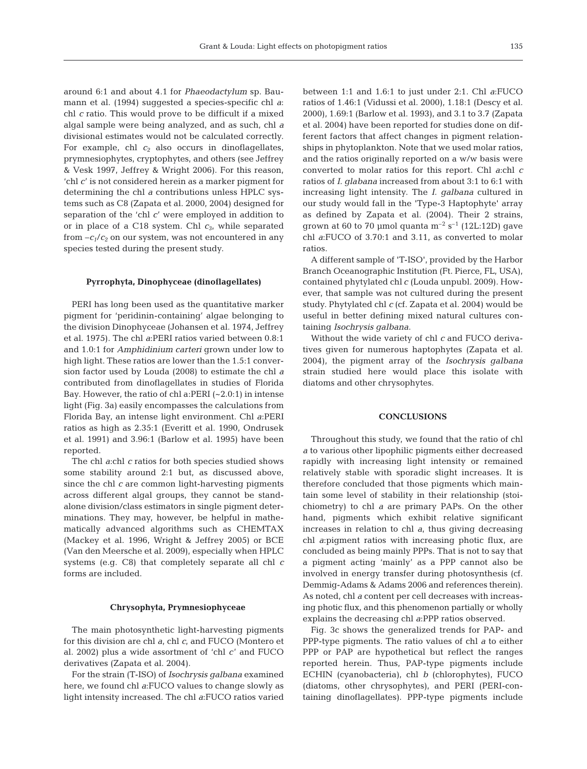around 6:1 and about 4.1 for *Phaeodactylum* sp. Baumann et al. (1994) suggested a species-specific chl *a*: chl *c* ratio. This would prove to be difficult if a mixed algal sample were being analyzed, and as such, chl *a* divisional estimates would not be calculated correctly. For example, chl $c_2$ also occurs in dinoflagellates, prymnesiophytes, cryptophytes, and others (see Jeffrey & Vesk 1997, Jeffrey & Wright 2006). For this reason, 'chl *c*' is not considered herein as a marker pigment for determining the chl *a* contributions unless HPLC systems such as C8 (Zapata et al. 2000, 2004) designed for separation of the 'chl *c*' were employed in addition to or in place of a C18 system. Chl $c_3$, while separated from $-c_1/c_2$ on our system, was not encountered in any species tested during the present study.

### Pyrrophyta, Dinophyceae (dinoflagellates)

PERI has long been used as the quantitative marker pigment for 'peridinin-containing' algae belonging to the division Dinophyceae (Johansen et al. 1974, Jeffrey et al. 1975). The chl *a*:PERI ratios varied between 0.8:1 and 1.0:1 for *Amphidinium carteri* grown under low to high light. These ratios are lower than the 1.5:1 conversion factor used by Louda (2008) to estimate the chl *a* contributed from dinoflagellates in studies of Florida Bay. However, the ratio of chl a:PERI (~2.0:1) in intense light (Fig. 3a) easily encompasses the calculations from Florida Bay, an intense light environment. Chl *a*:PERI ratios as high as 2.35:1 (Everitt et al. 1990, Ondrusek et al. 1991) and 3.96:1 (Barlow et al. 1995) have been reported.

The chl *a*:chl *c* ratios for both species studied shows some stability around 2:1 but, as discussed above, since the chl *c* are common light-harvesting pigments across different algal groups, they cannot be stand-alone division/class estimators in single pigment determinations. They may, however, be helpful in mathematically advanced algorithms such as CHEMTAX (Mackey et al. 1996, Wright & Jeffrey 2005) or BCE (Van den Meersche et al. 2009), especially when HPLC systems (e.g. C8) that completely separate all chl *c* forms are included.

### Chrysophyta, Prymnesiophyceae

The main photosynthetic light-harvesting pigments for this division are chl *a*, chl *c*, and FUCO (Montero et al. 2002) plus a wide assortment of 'chl *c*' and FUCO derivatives (Zapata et al. 2004).

For the strain (T-ISO) of *Isochrysis galbana* examined here, we found chl *a*:FUCO values to change slowly as light intensity increased. The chl *a*:FUCO ratios varied between 1:1 and 1.6:1 to just under 2:1. Chl *a*:FUCO ratios of 1.46:1 (Vidussi et al. 2000), 1.18:1 (Descy et al. 2000), 1.69:1 (Barlow et al. 1993), and 3.1 to 3.7 (Zapata et al. 2004) have been reported for studies done on different factors that affect changes in pigment relationships in phytoplankton. Note that we used molar ratios, and the ratios originally reported on a w/w basis were converted to molar ratios for this report. Chl *a*:chl *c* ratios of *I. glabana* increased from about 3:1 to 6:1 with increasing light intensity. The *I. galbana* cultured in our study would fall in the 'Type-3 Haptophyte' array as defined by Zapata et al. (2004). Their 2 strains, grown at 60 to 70 µmol quanta $m^{-2}$ $s^{-1}$ (12L:12D) gave chl *a*:FUCO of 3.70:1 and 3.11, as converted to molar ratios.

A different sample of 'T-ISO', provided by the Harbor Branch Oceanographic Institution (Ft. Pierce, FL, USA), contained phytylated chl *c* (Louda unpubl. 2009). However, that sample was not cultured during the present study. Phytylated chl *c* (cf. Zapata et al. 2004) would be useful in better defining mixed natural cultures containing *Isochrysis galbana*.

Without the wide variety of chl *c* and FUCO derivatives given for numerous haptophytes (Zapata et al. 2004), the pigment array of the *Isochrysis galbana* strain studied here would place this isolate with diatoms and other chrysophytes.

## CONCLUSIONS

Throughout this study, we found that the ratio of chl *a* to various other lipophilic pigments either decreased rapidly with increasing light intensity or remained relatively stable with sporadic slight increases. It is therefore concluded that those pigments which maintain some level of stability in their relationship (stoichiometry) to chl *a* are primary PAPs. On the other hand, pigments which exhibit relative significant increases in relation to chl *a*, thus giving decreasing chl *a*:pigment ratios with increasing photic flux, are concluded as being mainly PPPs. That is not to say that a pigment acting 'mainly' as a PPP cannot also be involved in energy transfer during photosynthesis (cf. Demmig-Adams & Adams 2006 and references therein). As noted, chl *a* content per cell decreases with increasing photic flux, and this phenomenon partially or wholly explains the decreasing chl *a*:PPP ratios observed.

Fig. 3c shows the generalized trends for PAP- and PPP-type pigments. The ratio values of chl *a* to either PPP or PAP are hypothetical but reflect the ranges reported herein. Thus, PAP-type pigments include ECHIN (cyanobacteria), chl *b* (chlorophytes), FUCO (diatoms, other chrysophytes), and PERI (PERI-containing dinoflagellates). PPP-type pigments include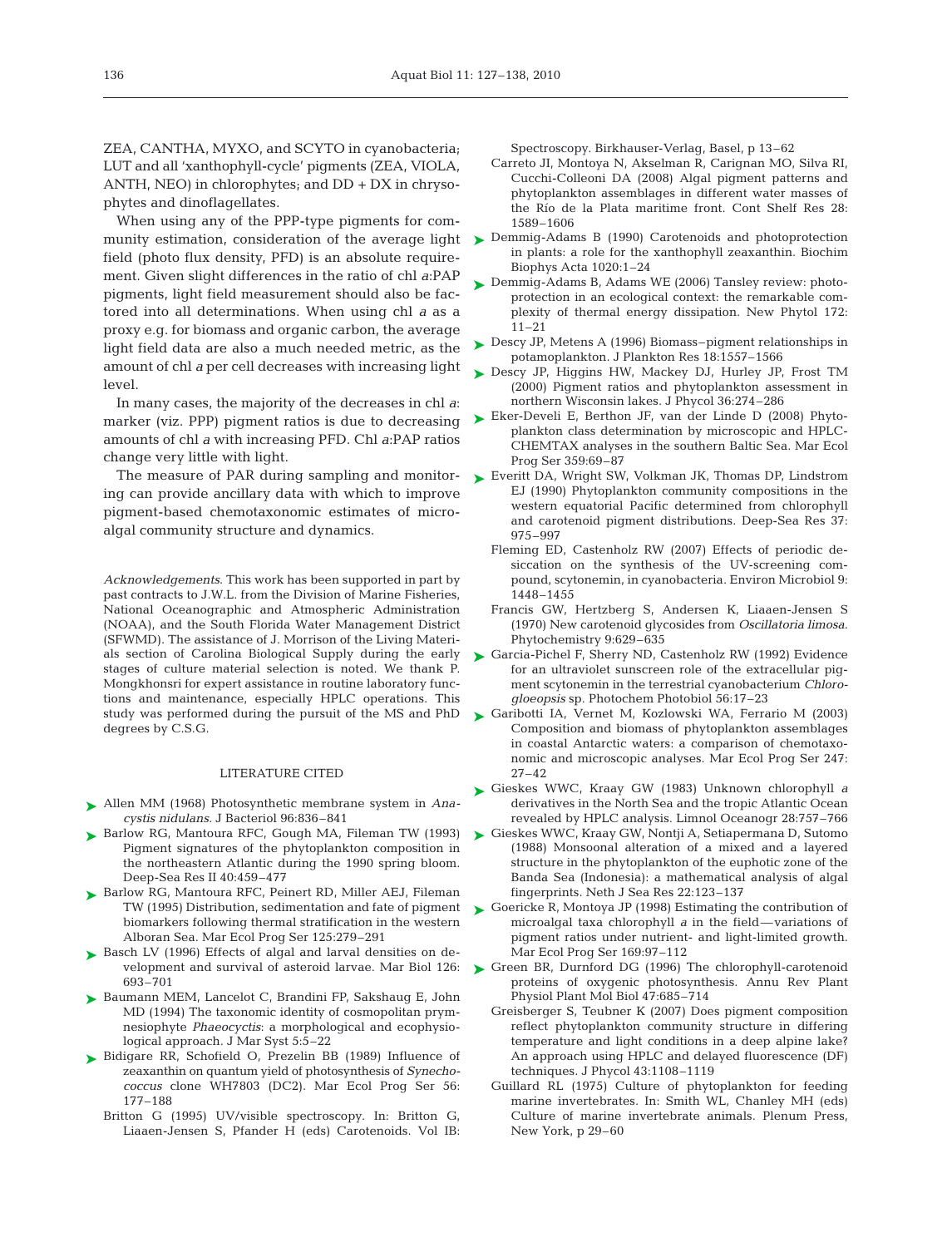ZEA, CANTHA, MYXO, and SCYTO in cyanobacteria; LUT and all 'xanthophyll-cycle' pigments (ZEA, VIOLA, ANTH, NEO) in chlorophytes; and DD + DX in chrysophytes and dinoflagellates.

When using any of the PPP-type pigments for community estimation, consideration of the average light field (photo flux density, PFD) is an absolute requirement. Given slight differences in the ratio of chl *a*:PAP pigments, light field measurement should also be factored into all determinations. When using chl *a* as a proxy e.g. for biomass and organic carbon, the average light field data are also a much needed metric, as the amount of chl *a* per cell decreases with increasing light level.

In many cases, the majority of the decreases in chl *a*: marker (viz. PPP) pigment ratios is due to decreasing amounts of chl *a* with increasing PFD. Chl *a*:PAP ratios change very little with light.

The measure of PAR during sampling and monitoring can provide ancillary data with which to improve pigment-based chemotaxonomic estimates of microalgal community structure and dynamics.

*Acknowledgements.* This work has been supported in part by past contracts to J.W.L. from the Division of Marine Fisheries, National Oceanographic and Atmospheric Administration (NOAA), and the South Florida Water Management District (SFWMD). The assistance of J. Morrison of the Living Materials section of Carolina Biological Supply during the early stages of culture material selection is noted. We thank P. Mongkhonsri for expert assistance in routine laboratory functions and maintenance, especially HPLC operations. This study was performed during the pursuit of the MS and PhD degrees by C.S.G.

## LITERATURE CITED

- Allen MM (1968) Photosynthetic membrane system in *Anacystis nidulans.* J Bacteriol 96:836–841
- Barlow RG, Mantoura RFC, Gough MA, Fileman TW (1993) Pigment signatures of the phytoplankton composition in the northeastern Atlantic during the 1990 spring bloom. Deep-Sea Res II 40:459–477
- Barlow RG, Mantoura RFC, Peinert RD, Miller AEJ, Fileman TW (1995) Distribution, sedimentation and fate of pigment biomarkers following thermal stratification in the western Alboran Sea. Mar Ecol Prog Ser 125:279–291
- Basch LV (1996) Effects of algal and larval densities on development and survival of asteroid larvae. Mar Biol 126: 693–701
- Baumann MEM, Lancelot C, Brandini FP, Sakshaug E, John MD (1994) The taxonomic identity of cosmopolitan prymnesiophyte *Phaeocystis*: a morphological and ecophysiological approach. J Mar Syst 5:5–22
- Bidigare RR, Schofield O, Prezelin BB (1989) Influence of zeaxanthin on quantum yield of photosynthesis of *Synechococcus* clone WH7803 (DC2). Mar Ecol Prog Ser 56: 177–188
- Britton G (1995) UV/visible spectroscopy. In: Britton G, Liaaen-Jensen S, Pfander H (eds) Carotenoids. Vol IB: Spectroscopy. Birkhauser-Verlag, Basel, p 13–62
- Carreto JI, Montoya N, Akselman R, Carignan MO, Silva RI, Cucchi-Colleoni DA (2008) Algal pigment patterns and phytoplankton assemblages in different water masses of the Río de la Plata maritime front. Cont Shelf Res 28: 1589–1606
- Demmig-Adams B (1990) Carotenoids and photoprotection in plants: a role for the xanthophyll zeaxanthin. Biochim Biophys Acta 1020:1–24
- Demmig-Adams B, Adams WE (2006) Tansley review: photoprotection in an ecological context: the remarkable complexity of thermal energy dissipation. New Phytol 172: 11–21
- Descy JP, Metens A (1996) Biomass–pigment relationships in potamoplankton. J Plankton Res 18:1557–1566
- Descy JP, Higgins HW, Mackey DJ, Hurley JP, Frost TM (2000) Pigment ratios and phytoplankton assessment in northern Wisconsin lakes. J Phycol 36:274–286
- Eker-Develi E, Berthon JF, van der Linde D (2008) Phytoplankton class determination by microscopic and HPLC-CHEMTAX analyses in the southern Baltic Sea. Mar Ecol Prog Ser 359:69–87
- Everitt DA, Wright SW, Volkman JK, Thomas DP, Lindstrom EJ (1990) Phytoplankton community compositions in the western equatorial Pacific determined from chlorophyll and carotenoid pigment distributions. Deep-Sea Res 37: 975–997
- Fleming ED, Castenholz RW (2007) Effects of periodic desiccation on the synthesis of the UV-screening compound, scytonemin, in cyanobacteria. Environ Microbiol 9: 1448–1455
- Francis GW, Hertzberg S, Andersen K, Liaaen-Jensen S (1970) New carotenoid glycosides from *Oscillatoria limosa.* Phytochemistry 9:629–635
- Garcia-Pichel F, Sherry ND, Castenholz RW (1992) Evidence for an ultraviolet sunscreen role of the extracellular pigment scytonemin in the terrestrial cyanobacterium *Chlorogloeopsis* sp. Photochem Photobiol 56:17–23
- Garibotti IA, Vernet M, Kozlowski WA, Ferrario M (2003) Composition and biomass of phytoplankton assemblages in coastal Antarctic waters: a comparison of chemotaxonomic and microscopic analyses. Mar Ecol Prog Ser 247: 27–42
- Gieskes WWC, Kraay GW (1983) Unknown chlorophyll *a* derivatives in the North Sea and the tropic Atlantic Ocean revealed by HPLC analysis. Limnol Oceanogr 28:757–766
- Gieskes WWC, Kraay GW, Nontji A, Setiapermana D, Sutomo (1988) Monsoonal alteration of a mixed and a layered structure in the phytoplankton of the euphotic zone of the Banda Sea (Indonesia): a mathematical analysis of algal fingerprints. Neth J Sea Res 22:123–137
- Goericke R, Montoya JP (1998) Estimating the contribution of microalgal taxa chlorophyll *a* in the field—variations of pigment ratios under nutrient- and light-limited growth. Mar Ecol Prog Ser 169:97–112
- Green BR, Durnford DG (1996) The chlorophyll-carotenoid proteins of oxygenic photosynthesis. Annu Rev Plant Physiol Plant Mol Biol 47:685–714
- Greisberger S, Teubner K (2007) Does pigment composition reflect phytoplankton community structure in differing temperature and light conditions in a deep alpine lake? An approach using HPLC and delayed fluorescence (DF) techniques. J Phycol 43:1108–1119
- Guillard RL (1975) Culture of phytoplankton for feeding marine invertebrates. In: Smith WL, Chanley MH (eds) Culture of marine invertebrate animals. Plenum Press, New York, p 29–60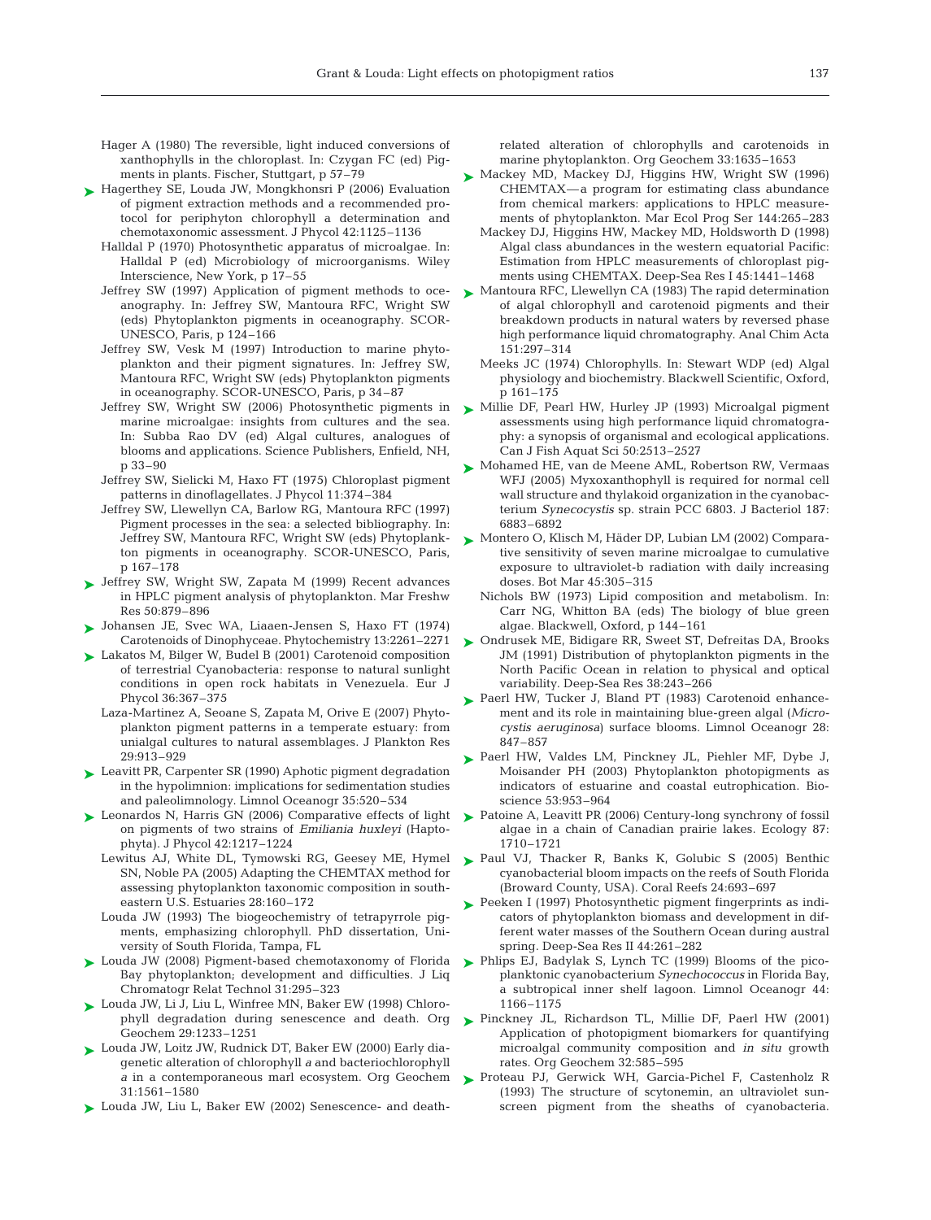Hager A (1980) The reversible, light induced conversions of xanthophylls in the chloroplast. In: Czygan FC (ed) Pigments in plants. Fischer, Stuttgart, p 57–79

Hagerthey SE, Louda JW, Mongkhonsri P (2006) Evaluation of pigment extraction methods and a recommended protocol for periphyton chlorophyll a determination and chemotaxonomic assessment. J Phycol 42:1125–1136

Halldal P (1970) Photosynthetic apparatus of microalgae. In: Halldal P (ed) Microbiology of microorganisms. Wiley Interscience, New York, p 17–55

Jeffrey SW (1997) Application of pigment methods to oceanography. In: Jeffrey SW, Mantoura RFC, Wright SW (eds) Phytoplankton pigments in oceanography. SCOR-UNESCO, Paris, p 124–166

Jeffrey SW, Vesk M (1997) Introduction to marine phytoplankton and their pigment signatures. In: Jeffrey SW, Mantoura RFC, Wright SW (eds) Phytoplankton pigments in oceanography. SCOR-UNESCO, Paris, p 34–87

Jeffrey SW, Wright SW (2006) Photosynthetic pigments in marine microalgae: insights from cultures and the sea. In: Subba Rao DV (ed) Algal cultures, analogues of blooms and applications. Science Publishers, Enfield, NH, p 33–90

Jeffrey SW, Sielicki M, Haxo FT (1975) Chloroplast pigment patterns in dinoflagellates. J Phycol 11:374–384

Jeffrey SW, Llewellyn CA, Barlow RG, Mantoura RFC (1997) Pigment processes in the sea: a selected bibliography. In: Jeffrey SW, Mantoura RFC, Wright SW (eds) Phytoplankton pigments in oceanography. SCOR-UNESCO, Paris, p 167–178

Jeffrey SW, Wright SW, Zapata M (1999) Recent advances in HPLC pigment analysis of phytoplankton. Mar Freshw Res 50:879–896

Johansen JE, Svec WA, Liaaen-Jensen S, Haxo FT (1974) Carotenoids of Dinophyceae. Phytochemistry 13:2261–2271

Lakatos M, Bilger W, Budel B (2001) Carotenoid composition of terrestrial Cyanobacteria: response to natural sunlight conditions in open rock habitats in Venezuela. Eur J Phycol 36:367–375

Laza-Martinez A, Seoane S, Zapata M, Orive E (2007) Phytoplankton pigment patterns in a temperate estuary: from unialgal cultures to natural assemblages. J Plankton Res 29:913–929

Leavitt PR, Carpenter SR (1990) Aphotic pigment degradation in the hypolimnion: implications for sedimentation studies and paleolimnology. Limnol Oceanogr 35:520–534

Leonardos N, Harris GN (2006) Comparative effects of light on pigments of two strains of *Emiliania huxleyi* (Haptophyta). J Phycol 42:1217–1224

Lewitus AJ, White DL, Tymowski RG, Geesey ME, Hymel SN, Noble PA (2005) Adapting the CHEMTAX method for assessing phytoplankton taxonomic composition in southeastern U.S. Estuaries 28:160–172

Louda JW (1993) The biogeochemistry of tetrapyrrole pigments, emphasizing chlorophyll. PhD dissertation, University of South Florida, Tampa, FL

Louda JW (2008) Pigment-based chemotaxonomy of Florida Bay phytoplankton; development and difficulties. J Liq Chromatogr Relat Technol 31:295–323

Louda JW, Li J, Liu L, Winfree MN, Baker EW (1998) Chlorophyll degradation during senescence and death. Org Geochem 29:1233–1251

Louda JW, Loitz JW, Rudnick DT, Baker EW (2000) Early diagenetic alteration of chlorophyll *a* and bacteriochlorophyll *a* in a contemporaneous marl ecosystem. Org Geochem 31:1561–1580

Louda JW, Liu L, Baker EW (2002) Senescence- and death-related alteration of chlorophylls and carotenoids in marine phytoplankton. Org Geochem 33:1635–1653

Mackey MD, Mackey DJ, Higgins HW, Wright SW (1996) CHEMTAX—a program for estimating class abundance from chemical markers: applications to HPLC measurements of phytoplankton. Mar Ecol Prog Ser 144:265–283

Mackey DJ, Higgins HW, Mackey MD, Holdsworth D (1998) Algal class abundances in the western equatorial Pacific: Estimation from HPLC measurements of chloroplast pigments using CHEMTAX. Deep-Sea Res I 45:1441–1468

Mantoura RFC, Llewellyn CA (1983) The rapid determination of algal chlorophyll and carotenoid pigments and their breakdown products in natural waters by reversed phase high performance liquid chromatography. Anal Chim Acta 151:297–314

Meeks JC (1974) Chlorophylls. In: Stewart WDP (ed) Algal physiology and biochemistry. Blackwell Scientific, Oxford, p 161–175

Millie DF, Pearl HW, Hurley JP (1993) Microalgal pigment assessments using high performance liquid chromatography: a synopsis of organismal and ecological applications. Can J Fish Aquat Sci 50:2513–2527

Mohamed HE, van de Meene AML, Robertson RW, Vermaas WFJ (2005) Myxoxanthophyll is required for normal cell wall structure and thylakoid organization in the cyanobacterium *Synecocystis* sp. strain PCC 6803. J Bacteriol 187: 6883–6892

Montero O, Klisch M, Häder DP, Lubian LM (2002) Comparative sensitivity of seven marine microalgae to cumulative exposure to ultraviolet-b radiation with daily increasing doses. Bot Mar 45:305–315

Nichols BW (1973) Lipid composition and metabolism. In: Carr NG, Whitton BA (eds) The biology of blue green algae. Blackwell, Oxford, p 144–161

Ondrusek ME, Bidigare RR, Sweet ST, Defreitas DA, Brooks JM (1991) Distribution of phytoplankton pigments in the North Pacific Ocean in relation to physical and optical variability. Deep-Sea Res 38:243–266

Paerl HW, Tucker J, Bland PT (1983) Carotenoid enhancement and its role in maintaining blue-green algal (*Microcystis aeruginosa*) surface blooms. Limnol Oceanogr 28: 847–857

Paerl HW, Valdes LM, Pinckney JL, Piehler MF, Dybe J, Moisander PH (2003) Phytoplankton photopigments as indicators of estuarine and coastal eutrophication. Bioscience 53:953–964

Patoine A, Leavitt PR (2006) Century-long synchrony of fossil algae in a chain of Canadian prairie lakes. Ecology 87: 1710–1721

Paul VJ, Thacker R, Banks K, Golubic S (2005) Benthic cyanobacterial bloom impacts on the reefs of South Florida (Broward County, USA). Coral Reefs 24:693–697

Peeken I (1997) Photosynthetic pigment fingerprints as indicators of phytoplankton biomass and development in different water masses of the Southern Ocean during austral spring. Deep-Sea Res II 44:261–282

Phlips EJ, Badylak S, Lynch TC (1999) Blooms of the picoplanktonic cyanobacterium *Synechococcus* in Florida Bay, a subtropical inner shelf lagoon. Limnol Oceanogr 44: 1166–1175

Pinckney JL, Richardson TL, Millie DF, Paerl HW (2001) Application of photopigment biomarkers for quantifying microalgal community composition and *in situ* growth rates. Org Geochem 32:585–595

Proteau PJ, Gerwick WH, Garcia-Pichel F, Castenholz R (1993) The structure of scytonemin, an ultraviolet sunscreen pigment from the sheaths of cyanobacteria.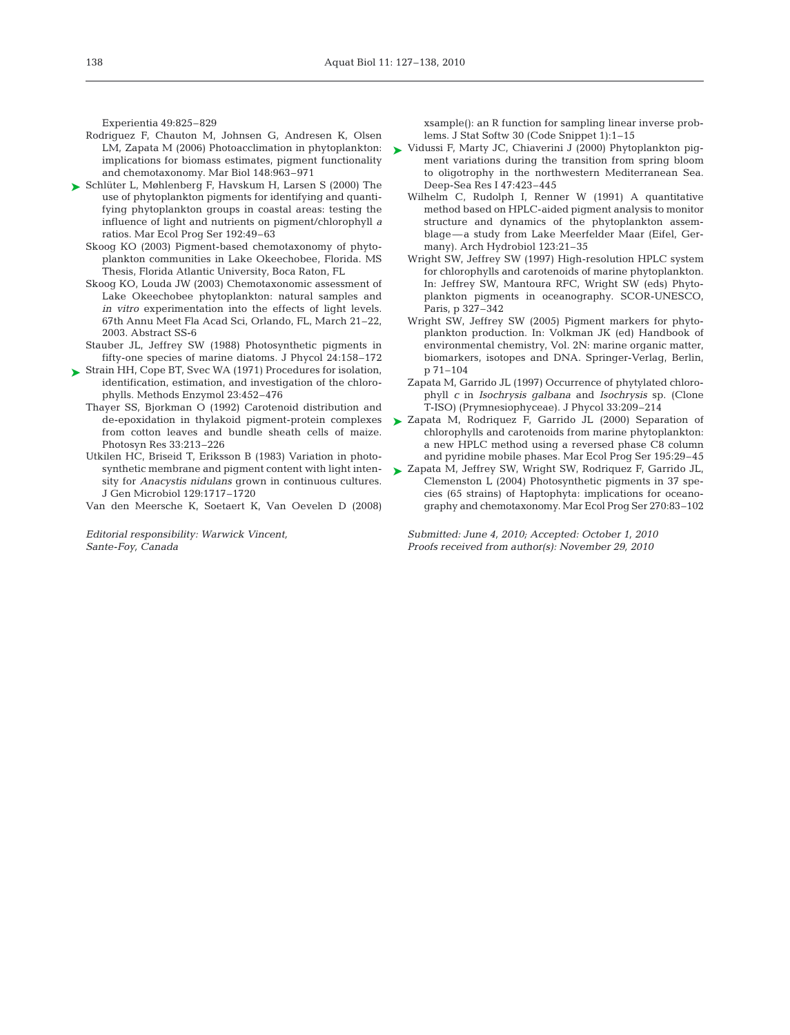Experientia 49:825–829

Rodriguez F, Chauton M, Johnsen G, Andresen K, Olsen LM, Zapata M (2006) Photoacclimation in phytoplankton: implications for biomass estimates, pigment functionality and chemotaxonomy. Mar Biol 148:963–971

Schlüter L, Møhlenberg F, Havskum H, Larsen S (2000) The use of phytoplankton pigments for identifying and quantifying phytoplankton groups in coastal areas: testing the influence of light and nutrients on pigment/chlorophyll *a* ratios. Mar Ecol Prog Ser 192:49–63

Skoog KO (2003) Pigment-based chemotaxonomy of phytoplankton communities in Lake Okeechobee, Florida. MS Thesis, Florida Atlantic University, Boca Raton, FL

Skoog KO, Louda JW (2003) Chemotaxonomic assessment of Lake Okeechobee phytoplankton: natural samples and *in vitro* experimentation into the effects of light levels. 67th Annu Meet Fla Acad Sci, Orlando, FL, March 21–22, 2003. Abstract SS-6

Stauber JL, Jeffrey SW (1988) Photosynthetic pigments in fifty-one species of marine diatoms. J Phycol 24:158–172

Strain HH, Cope BT, Svec WA (1971) Procedures for isolation, identification, estimation, and investigation of the chlorophylls. Methods Enzymol 23:452–476

Thayer SS, Bjorkman O (1992) Carotenoid distribution and de-epoxidation in thylakoid pigment-protein complexes from cotton leaves and bundle sheath cells of maize. Photosyn Res 33:213–226

Utkilen HC, Briseid T, Eriksson B (1983) Variation in photosynthetic membrane and pigment content with light intensity for *Anacystis nidulans* grown in continuous cultures. J Gen Microbiol 129:1717–1720

Van den Meersche K, Soetaert K, Van Oevelen D (2008) xsample(): an R function for sampling linear inverse problems. J Stat Softw 30 (Code Snippet 1):1–15

Vidussi F, Marty JC, Chiaverini J (2000) Phytoplankton pigment variations during the transition from spring bloom to oligotrophy in the northwestern Mediterranean Sea. Deep-Sea Res I 47:423–445

Wilhelm C, Rudolph I, Renner W (1991) A quantitative method based on HPLC-aided pigment analysis to monitor structure and dynamics of the phytoplankton assemblage—a study from Lake Meerfelder Maar (Eifel, Germany). Arch Hydrobiol 123:21–35

Wright SW, Jeffrey SW (1997) High-resolution HPLC system for chlorophylls and carotenoids of marine phytoplankton. In: Jeffrey SW, Mantoura RFC, Wright SW (eds) Phytoplankton pigments in oceanography. SCOR-UNESCO, Paris, p 327–342

Wright SW, Jeffrey SW (2005) Pigment markers for phytoplankton production. In: Volkman JK (ed) Handbook of environmental chemistry, Vol. 2N: marine organic matter, biomarkers, isotopes and DNA. Springer-Verlag, Berlin, p 71–104

Zapata M, Garrido JL (1997) Occurrence of phytylated chlorophyll *c* in *Isochrysis galbana* and *Isochrysis* sp. (Clone T-ISO) (Prymnesiophyceae). J Phycol 33:209–214

Zapata M, Rodriquez F, Garrido JL (2000) Separation of chlorophylls and carotenoids from marine phytoplankton: a new HPLC method using a reversed phase C8 column and pyridine mobile phases. Mar Ecol Prog Ser 195:29–45

Zapata M, Jeffrey SW, Wright SW, Rodriquez F, Garrido JL, Clemenston L (2004) Photosynthetic pigments in 37 species (65 strains) of Haptophyta: implications for oceanography and chemotaxonomy. Mar Ecol Prog Ser 270:83–102

*Editorial responsibility: Warwick Vincent, Sante-Foy, Canada*

*Submitted: June 4, 2010; Accepted: October 1, 2010*
*Proofs received from author(s): November 29, 2010*